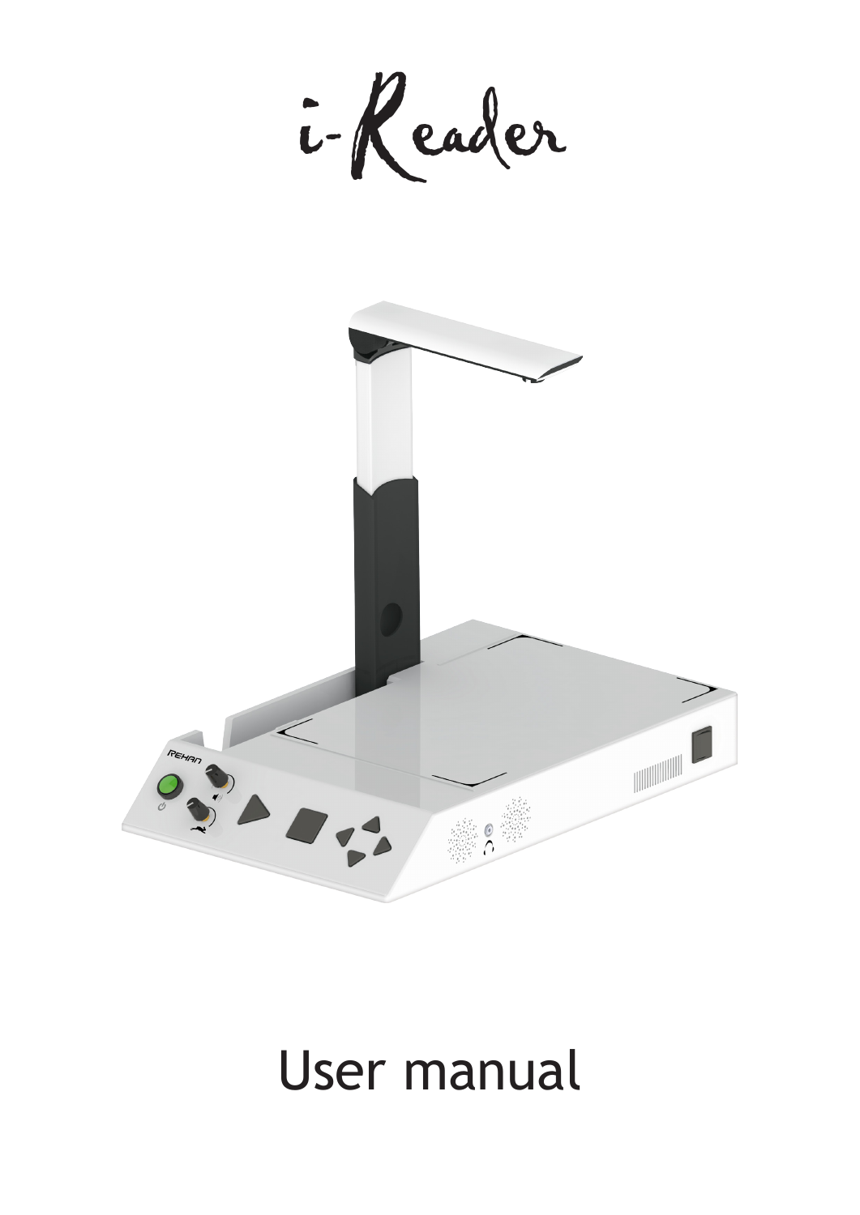# i-Reader

# User manual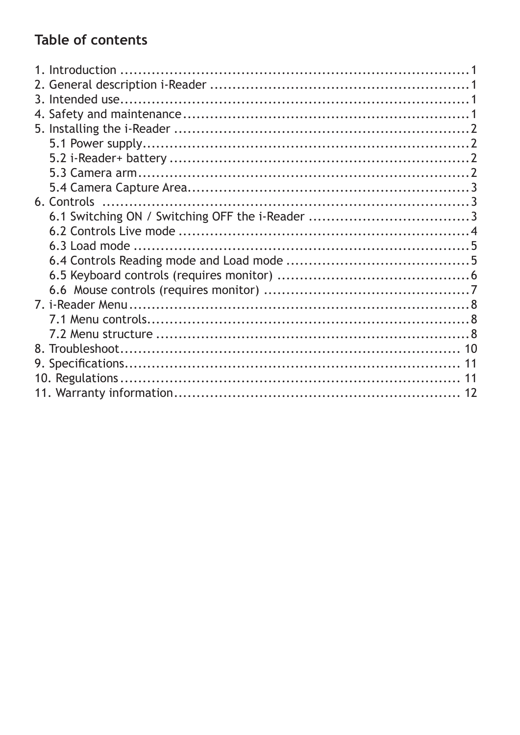## Table of contents

1. Introduction ........................................................................1
2. General description i-Reader ..........................................................1
3. Intended use.........................................................................1
4. Safety and maintenance................................................................1
5. Installing the i-Reader ...............................................................2
   - 5.1 Power supply....................................................................2
   - 5.2 i-Reader+ battery ...............................................................2
   - 5.3 Camera arm......................................................................2
   - 5.4 Camera Capture Area..............................................................3
6. Controls ............................................................................3
   - 6.1 Switching ON / Switching OFF the i-Reader ........................................3
   - 6.2 Controls Live mode ..............................................................4
   - 6.3 Load mode .......................................................................5
   - 6.4 Controls Reading mode and Load mode ..............................................5
   - 6.5 Keyboard controls (requires monitor) ............................................6
   - 6.6 Mouse controls (requires monitor) ...............................................7
7. i-Reader Menu.........................................................................8
   - 7.1 Menu controls....................................................................8
   - 7.2 Menu structure ..................................................................8
8. Troubleshoot.........................................................................10
9. Specifications.......................................................................11
10. Regulations.........................................................................11
11. Warranty information................................................................12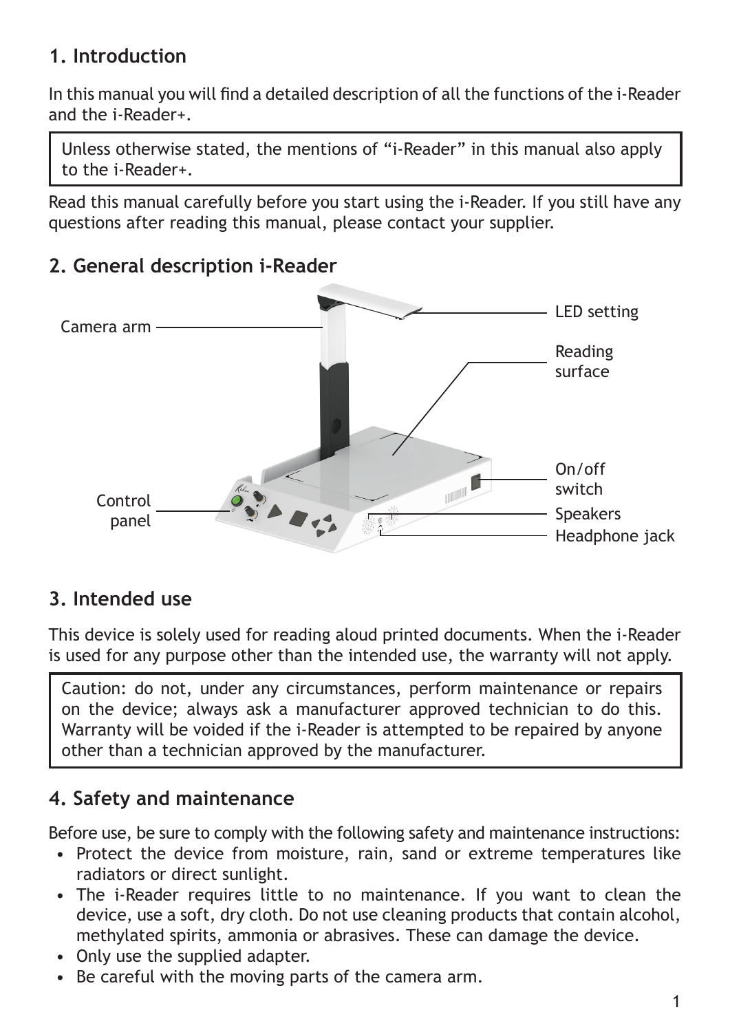## 1. Introduction

In this manual you will find a detailed description of all the functions of the i-Reader and the i-Reader+.

> Unless otherwise stated, the mentions of "i-Reader" in this manual also apply to the i-Reader+.

Read this manual carefully before you start using the i-Reader. If you still have any questions after reading this manual, please contact your supplier.

## 2. General description i-Reader

Camera arm

LED setting

Reading surface

On/off switch

Control panel

Speakers

Headphone jack

## 3. Intended use

This device is solely used for reading aloud printed documents. When the i-Reader is used for any purpose other than the intended use, the warranty will not apply.

> Caution: do not, under any circumstances, perform maintenance or repairs on the device; always ask a manufacturer approved technician to do this. Warranty will be voided if the i-Reader is attempted to be repaired by anyone other than a technician approved by the manufacturer.

## 4. Safety and maintenance

Before use, be sure to comply with the following safety and maintenance instructions:

- Protect the device from moisture, rain, sand or extreme temperatures like radiators or direct sunlight.
- The i-Reader requires little to no maintenance. If you want to clean the device, use a soft, dry cloth. Do not use cleaning products that contain alcohol, methylated spirits, ammonia or abrasives. These can damage the device.
- Only use the supplied adapter.
- Be careful with the moving parts of the camera arm.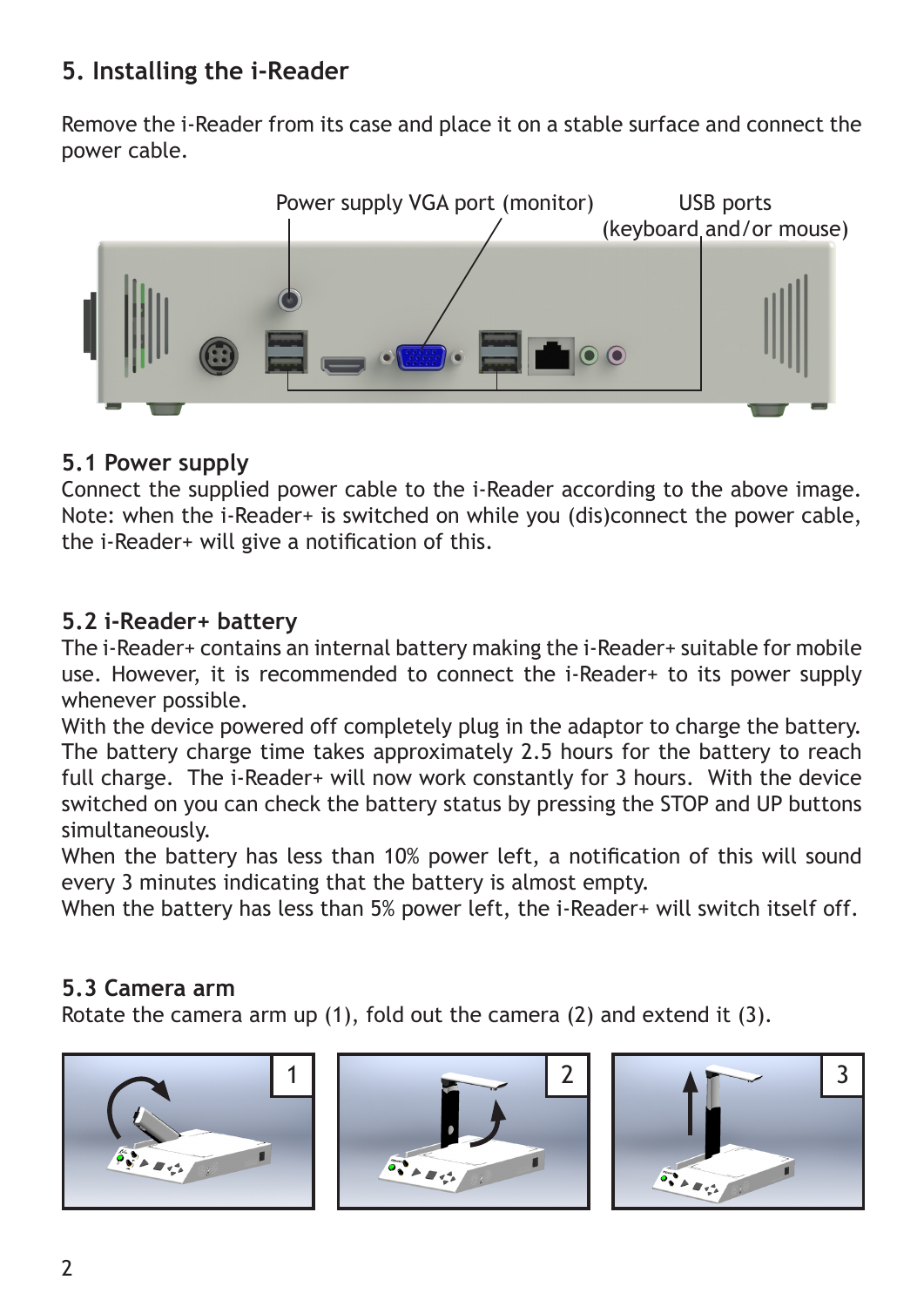## 5. Installing the i-Reader

Remove the i-Reader from its case and place it on a stable surface and connect the power cable.

Power supply VGA port (monitor) USB ports (keyboard and/or mouse)

### 5.1 Power supply

Connect the supplied power cable to the i-Reader according to the above image. Note: when the i-Reader+ is switched on while you (dis)connect the power cable, the i-Reader+ will give a notification of this.

### 5.2 i-Reader+ battery

The i-Reader+ contains an internal battery making the i-Reader+ suitable for mobile use. However, it is recommended to connect the i-Reader+ to its power supply whenever possible.

With the device powered off completely plug in the adaptor to charge the battery. The battery charge time takes approximately 2.5 hours for the battery to reach full charge. The i-Reader+ will now work constantly for 3 hours. With the device switched on you can check the battery status by pressing the STOP and UP buttons simultaneously.

When the battery has less than 10% power left, a notification of this will sound every 3 minutes indicating that the battery is almost empty.

When the battery has less than 5% power left, the i-Reader+ will switch itself off.

### 5.3 Camera arm

Rotate the camera arm up (1), fold out the camera (2) and extend it (3).

1 2 3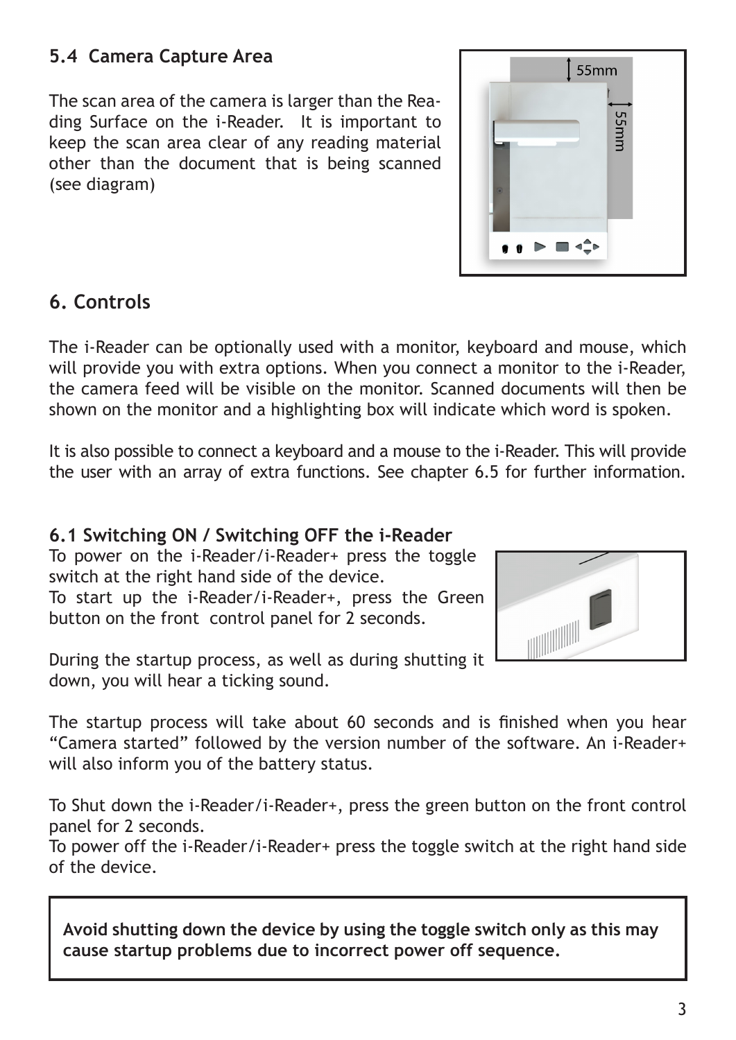## 5.4 Camera Capture Area

The scan area of the camera is larger than the Reading Surface on the i-Reader. It is important to keep the scan area clear of any reading material other than the document that is being scanned (see diagram)

## 6. Controls

The i-Reader can be optionally used with a monitor, keyboard and mouse, which will provide you with extra options. When you connect a monitor to the i-Reader, the camera feed will be visible on the monitor. Scanned documents will then be shown on the monitor and a highlighting box will indicate which word is spoken.

It is also possible to connect a keyboard and a mouse to the i-Reader. This will provide the user with an array of extra functions. See chapter 6.5 for further information.

### 6.1 Switching ON / Switching OFF the i-Reader

To power on the i-Reader/i-Reader+ press the toggle switch at the right hand side of the device.
To start up the i-Reader/i-Reader+, press the Green button on the front control panel for 2 seconds.

During the startup process, as well as during shutting it down, you will hear a ticking sound.

The startup process will take about 60 seconds and is finished when you hear “Camera started” followed by the version number of the software. An i-Reader+ will also inform you of the battery status.

To Shut down the i-Reader/i-Reader+, press the green button on the front control panel for 2 seconds.
To power off the i-Reader/i-Reader+ press the toggle switch at the right hand side of the device.

**Avoid shutting down the device by using the toggle switch only as this may cause startup problems due to incorrect power off sequence.**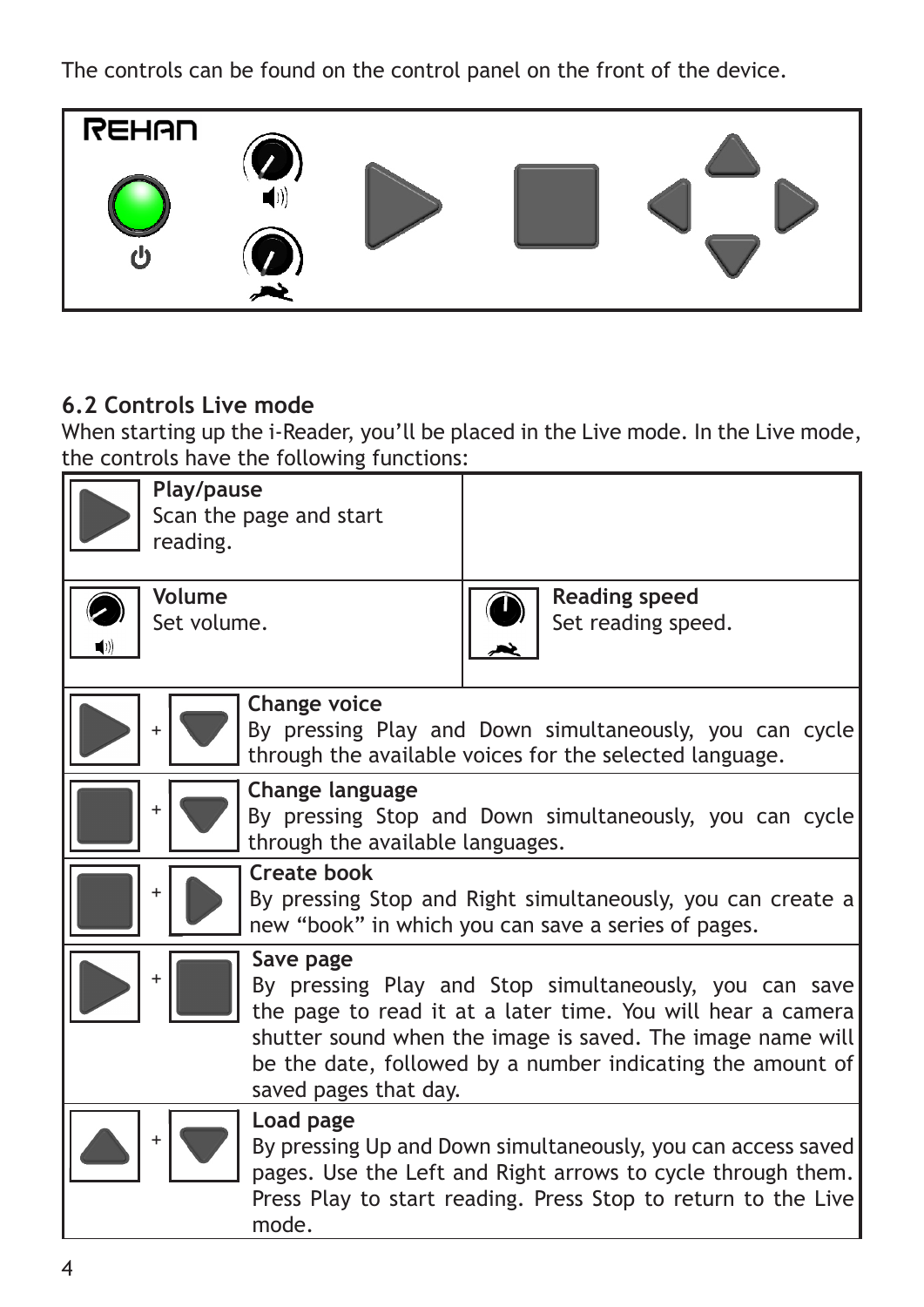The controls can be found on the control panel on the front of the device.

## 6.2 Controls Live mode

When starting up the i-Reader, you'll be placed in the Live mode. In the Live mode, the controls have the following functions:

| Control | Function |
|---|---|
| Play | **Play/pause** Scan the page and start reading. |
| Volume | **Volume** Set volume. |
| Reading speed | **Reading speed** Set reading speed. |
| Play + Down | **Change voice** By pressing Play and Down simultaneously, you can cycle through the available voices for the selected language. |
| Stop + Down | **Change language** By pressing Stop and Down simultaneously, you can cycle through the available languages. |
| Stop + Right | **Create book** By pressing Stop and Right simultaneously, you can create a new "book" in which you can save a series of pages. |
| Play + Stop | **Save page** By pressing Play and Stop simultaneously, you can save the page to read it at a later time. You will hear a camera shutter sound when the image is saved. The image name will be the date, followed by a number indicating the amount of saved pages that day. |
| Up + Down | **Load page** By pressing Up and Down simultaneously, you can access saved pages. Use the Left and Right arrows to cycle through them. Press Play to start reading. Press Stop to return to the Live mode. |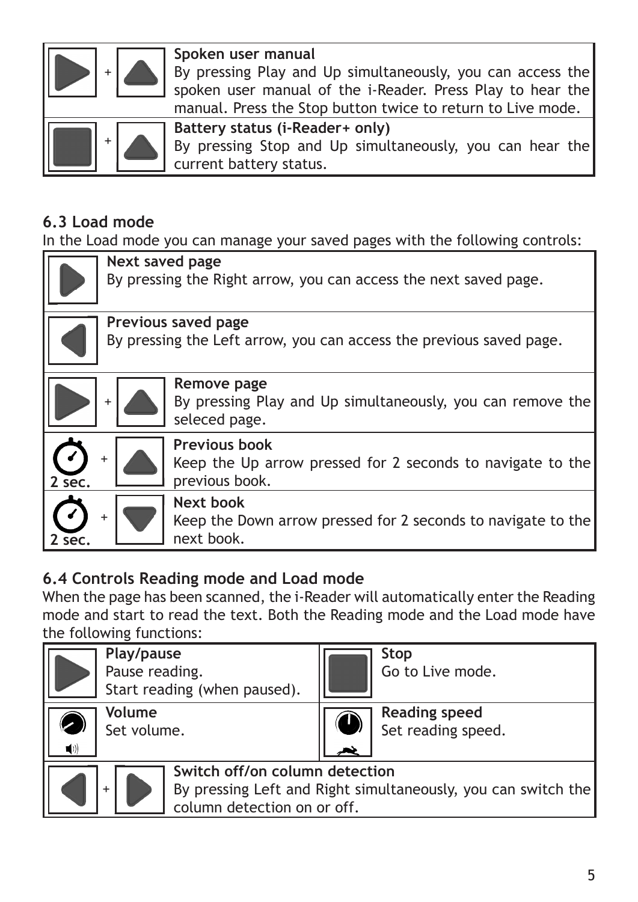| Buttons | Function |
|---|---|
| Play + Up | **Spoken user manual**<br>By pressing Play and Up simultaneously, you can access the spoken user manual of the i-Reader. Press Play to hear the manual. Press the Stop button twice to return to Live mode. |
| Stop + Up | **Battery status (i-Reader+ only)**<br>By pressing Stop and Up simultaneously, you can hear the current battery status. |

### 6.3 Load mode

In the Load mode you can manage your saved pages with the following controls:

| Buttons | Function |
|---|---|
| Right | **Next saved page**<br>By pressing the Right arrow, you can access the next saved page. |
| Left | **Previous saved page**<br>By pressing the Left arrow, you can access the previous saved page. |
| Play + Up | **Remove page**<br>By pressing Play and Up simultaneously, you can remove the seleced page. |
| 2 sec. + Up | **Previous book**<br>Keep the Up arrow pressed for 2 seconds to navigate to the previous book. |
| 2 sec. + Down | **Next book**<br>Keep the Down arrow pressed for 2 seconds to navigate to the next book. |

### 6.4 Controls Reading mode and Load mode

When the page has been scanned, the i-Reader will automatically enter the Reading mode and start to read the text. Both the Reading mode and the Load mode have the following functions:

| Buttons | Function | Buttons | Function |
|---|---|---|---|
| Play | **Play/pause**<br>Pause reading.<br>Start reading (when paused). | Stop | **Stop**<br>Go to Live mode. |
| Volume knob | **Volume**<br>Set volume. | Speed knob | **Reading speed**<br>Set reading speed. |
| Left + Right | **Switch off/on column detection**<br>By pressing Left and Right simultaneously, you can switch the column detection on or off. | | |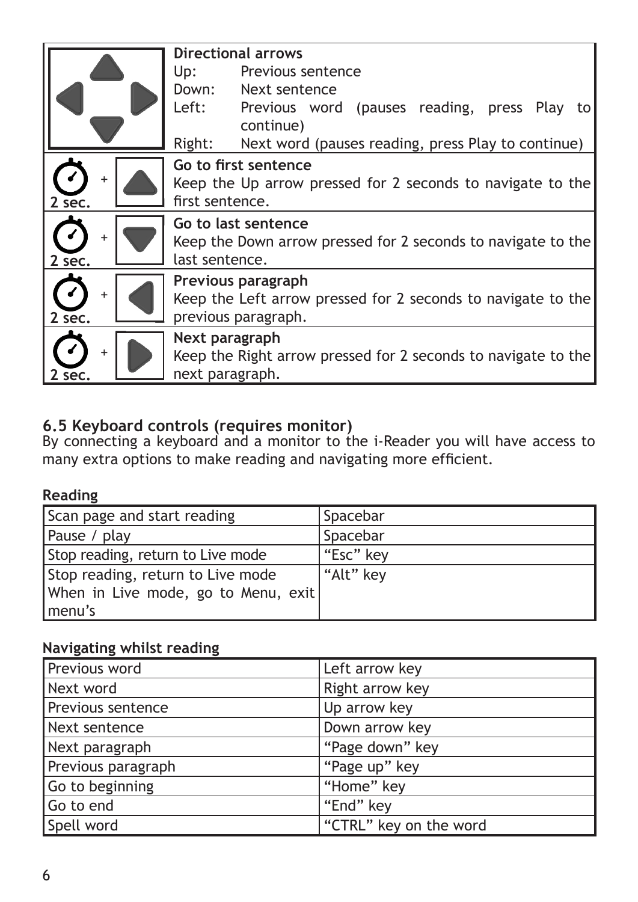| | |
|---|---|
| | **Directional arrows**<br>Up: Previous sentence<br>Down: Next sentence<br>Left: Previous word (pauses reading, press Play to continue)<br>Right: Next word (pauses reading, press Play to continue) |
| 2 sec. + | **Go to first sentence**<br>Keep the Up arrow pressed for 2 seconds to navigate to the first sentence. |
| 2 sec. + | **Go to last sentence**<br>Keep the Down arrow pressed for 2 seconds to navigate to the last sentence. |
| 2 sec. + | **Previous paragraph**<br>Keep the Left arrow pressed for 2 seconds to navigate to the previous paragraph. |
| 2 sec. + | **Next paragraph**<br>Keep the Right arrow pressed for 2 seconds to navigate to the next paragraph. |

## 6.5 Keyboard controls (requires monitor)

By connecting a keyboard and a monitor to the i-Reader you will have access to many extra options to make reading and navigating more efficient.

**Reading**

| | |
|---|---|
| Scan page and start reading | Spacebar |
| Pause / play | Spacebar |
| Stop reading, return to Live mode | "Esc" key |
| Stop reading, return to Live mode<br>When in Live mode, go to Menu, exit menu's | "Alt" key |

**Navigating whilst reading**

| | |
|---|---|
| Previous word | Left arrow key |
| Next word | Right arrow key |
| Previous sentence | Up arrow key |
| Next sentence | Down arrow key |
| Next paragraph | "Page down" key |
| Previous paragraph | "Page up" key |
| Go to beginning | "Home" key |
| Go to end | "End" key |
| Spell word | "CTRL" key on the word |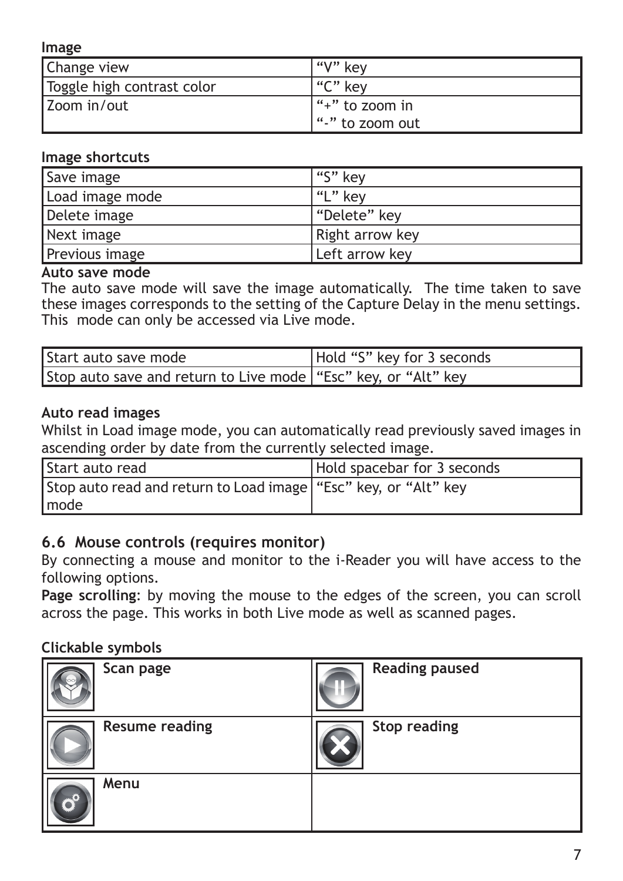**Image**

| Change view | "V" key |
|---|---|
| Toggle high contrast color | "C" key |
| Zoom in/out | "+" to zoom in<br>"-" to zoom out |

**Image shortcuts**

| Save image | "S" key |
|---|---|
| Load image mode | "L" key |
| Delete image | "Delete" key |
| Next image | Right arrow key |
| Previous image | Left arrow key |

**Auto save mode**

The auto save mode will save the image automatically. The time taken to save these images corresponds to the setting of the Capture Delay in the menu settings. This mode can only be accessed via Live mode.

| Start auto save mode | Hold "S" key for 3 seconds |
|---|---|
| Stop auto save and return to Live mode | "Esc" key, or "Alt" key |

**Auto read images**

Whilst in Load image mode, you can automatically read previously saved images in ascending order by date from the currently selected image.

| Start auto read | Hold spacebar for 3 seconds |
|---|---|
| Stop auto read and return to Load image mode | "Esc" key, or "Alt" key |

## 6.6 Mouse controls (requires monitor)

By connecting a mouse and monitor to the i-Reader you will have access to the following options.

**Page scrolling**: by moving the mouse to the edges of the screen, you can scroll across the page. This works in both Live mode as well as scanned pages.

**Clickable symbols**

| **Scan page** | **Reading paused** |
|---|---|
| **Resume reading** | **Stop reading** |
| **Menu** | |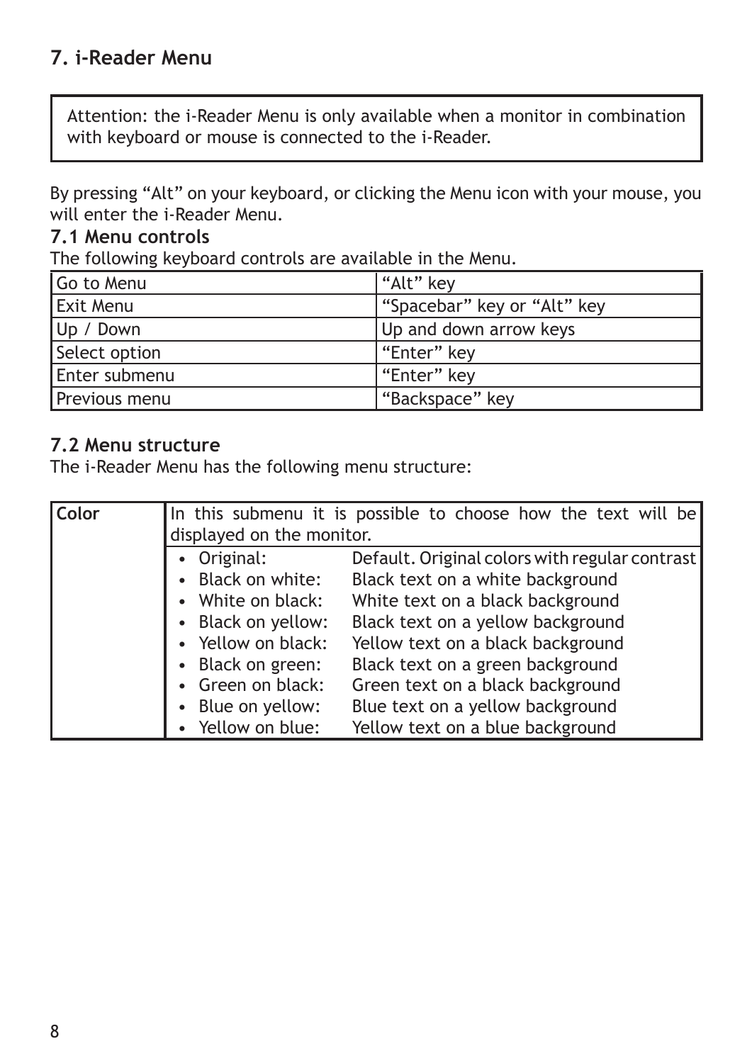## 7. i-Reader Menu

> Attention: the i-Reader Menu is only available when a monitor in combination with keyboard or mouse is connected to the i-Reader.

By pressing "Alt" on your keyboard, or clicking the Menu icon with your mouse, you will enter the i-Reader Menu.

### 7.1 Menu controls

The following keyboard controls are available in the Menu.

| Go to Menu | "Alt" key |
|---|---|
| Exit Menu | "Spacebar" key or "Alt" key |
| Up / Down | Up and down arrow keys |
| Select option | "Enter" key |
| Enter submenu | "Enter" key |
| Previous menu | "Backspace" key |

### 7.2 Menu structure

The i-Reader Menu has the following menu structure:

| **Color** | In this submenu it is possible to choose how the text will be displayed on the monitor. |
|---|---|
| | • Original: Default. Original colors with regular contrast<br>• Black on white: Black text on a white background<br>• White on black: White text on a black background<br>• Black on yellow: Black text on a yellow background<br>• Yellow on black: Yellow text on a black background<br>• Black on green: Black text on a green background<br>• Green on black: Green text on a black background<br>• Blue on yellow: Blue text on a yellow background<br>• Yellow on blue: Yellow text on a blue background |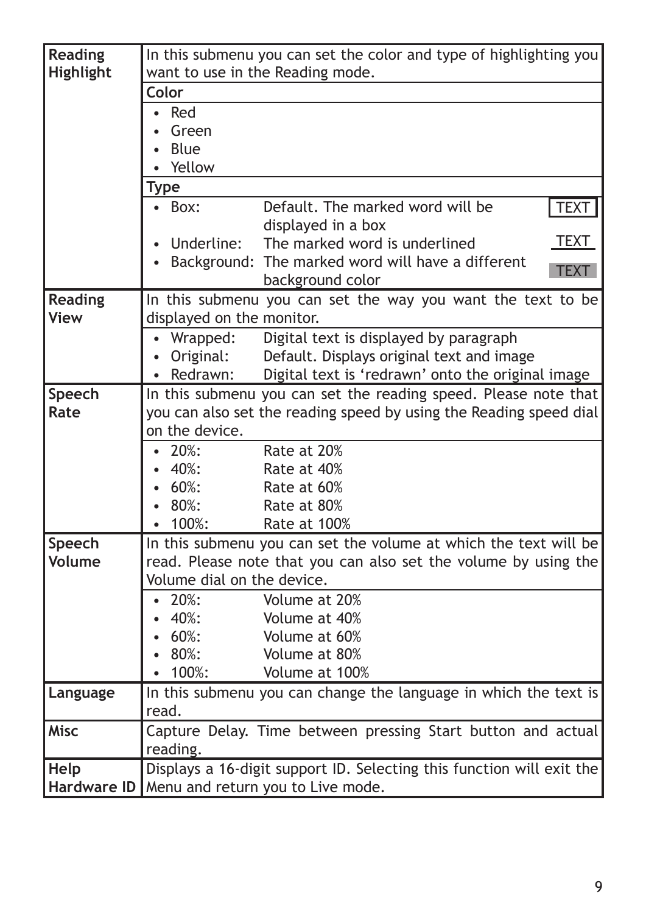| | |
|---|---|
| **Reading Highlight** | In this submenu you can set the color and type of highlighting you want to use in the Reading mode.<br>**Color**<br>• Red<br>• Green<br>• Blue<br>• Yellow<br>**Type**<br>• Box: Default. The marked word will be displayed in a box (TEXT)<br>• Underline: The marked word is underlined (TEXT)<br>• Background: The marked word will have a different background color (TEXT) |
| **Reading View** | In this submenu you can set the way you want the text to be displayed on the monitor.<br>• Wrapped: Digital text is displayed by paragraph<br>• Original: Default. Displays original text and image<br>• Redrawn: Digital text is 'redrawn' onto the original image |
| **Speech Rate** | In this submenu you can set the reading speed. Please note that you can also set the reading speed by using the Reading speed dial on the device.<br>• 20%: Rate at 20%<br>• 40%: Rate at 40%<br>• 60%: Rate at 60%<br>• 80%: Rate at 80%<br>• 100%: Rate at 100% |
| **Speech Volume** | In this submenu you can set the volume at which the text will be read. Please note that you can also set the volume by using the Volume dial on the device.<br>• 20%: Volume at 20%<br>• 40%: Volume at 40%<br>• 60%: Volume at 60%<br>• 80%: Volume at 80%<br>• 100%: Volume at 100% |
| **Language** | In this submenu you can change the language in which the text is read. |
| **Misc** | Capture Delay. Time between pressing Start button and actual reading. |
| **Help Hardware ID** | Displays a 16-digit support ID. Selecting this function will exit the Menu and return you to Live mode. |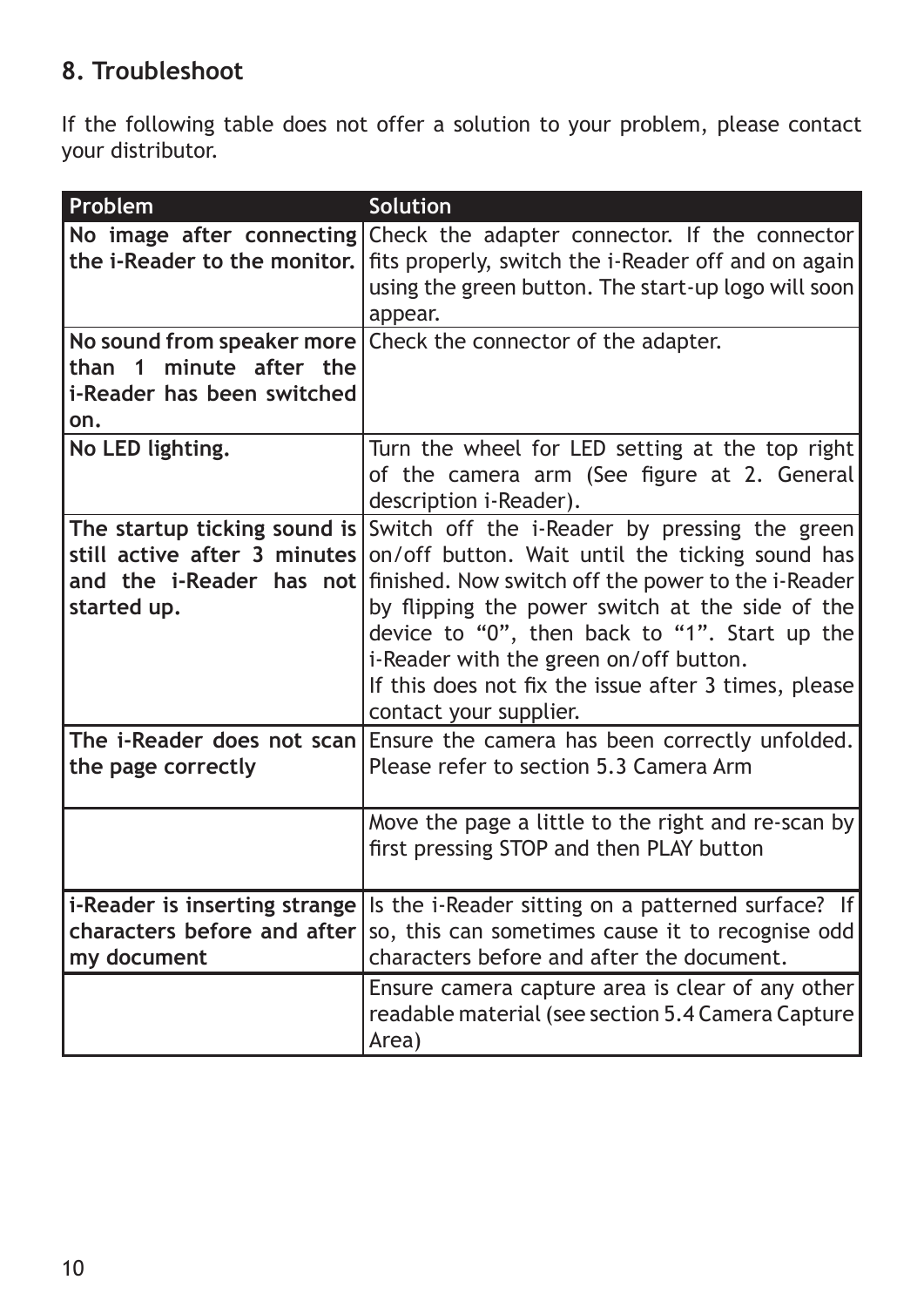## 8. Troubleshoot

If the following table does not offer a solution to your problem, please contact your distributor.

| Problem | Solution |
| --- | --- |
| **No image after connecting the i-Reader to the monitor.** | Check the adapter connector. If the connector fits properly, switch the i-Reader off and on again using the green button. The start-up logo will soon appear. |
| **No sound from speaker more than 1 minute after the i-Reader has been switched on.** | Check the connector of the adapter. |
| **No LED lighting.** | Turn the wheel for LED setting at the top right of the camera arm (See figure at 2. General description i-Reader). |
| **The startup ticking sound is still active after 3 minutes and the i-Reader has not started up.** | Switch off the i-Reader by pressing the green on/off button. Wait until the ticking sound has finished. Now switch off the power to the i-Reader by flipping the power switch at the side of the device to “0”, then back to “1”. Start up the i-Reader with the green on/off button. If this does not fix the issue after 3 times, please contact your supplier. |
| **The i-Reader does not scan the page correctly** | Ensure the camera has been correctly unfolded. Please refer to section 5.3 Camera Arm |
| | Move the page a little to the right and re-scan by first pressing STOP and then PLAY button |
| **i-Reader is inserting strange characters before and after my document** | Is the i-Reader sitting on a patterned surface? If so, this can sometimes cause it to recognise odd characters before and after the document. |
| | Ensure camera capture area is clear of any other readable material (see section 5.4 Camera Capture Area) |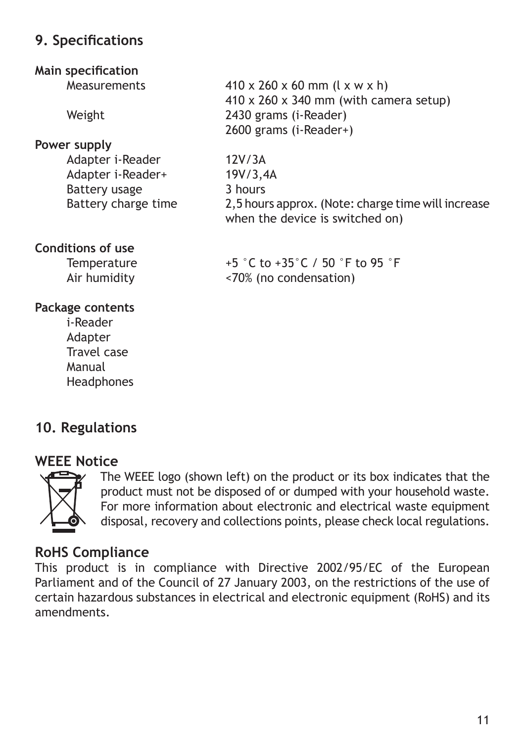## 9. Specifications

**Main specification**

| | |
|---|---|
| Measurements | 410 x 260 x 60 mm (l x w x h) |
| | 410 x 260 x 340 mm (with camera setup) |
| Weight | 2430 grams (i-Reader) |
| | 2600 grams (i-Reader+) |

**Power supply**

| | |
|---|---|
| Adapter i-Reader | 12V/3A |
| Adapter i-Reader+ | 19V/3,4A |
| Battery usage | 3 hours |
| Battery charge time | 2,5 hours approx. (Note: charge time will increase when the device is switched on) |

**Conditions of use**

| | |
|---|---|
| Temperature | +5 °C to +35°C / 50 °F to 95 °F |
| Air humidity | <70% (no condensation) |

**Package contents**

- i-Reader
- Adapter
- Travel case
- Manual
- Headphones

## 10. Regulations

### WEEE Notice

The WEEE logo (shown left) on the product or its box indicates that the product must not be disposed of or dumped with your household waste. For more information about electronic and electrical waste equipment disposal, recovery and collections points, please check local regulations.

### RoHS Compliance

This product is in compliance with Directive 2002/95/EC of the European Parliament and of the Council of 27 January 2003, on the restrictions of the use of certain hazardous substances in electrical and electronic equipment (RoHS) and its amendments.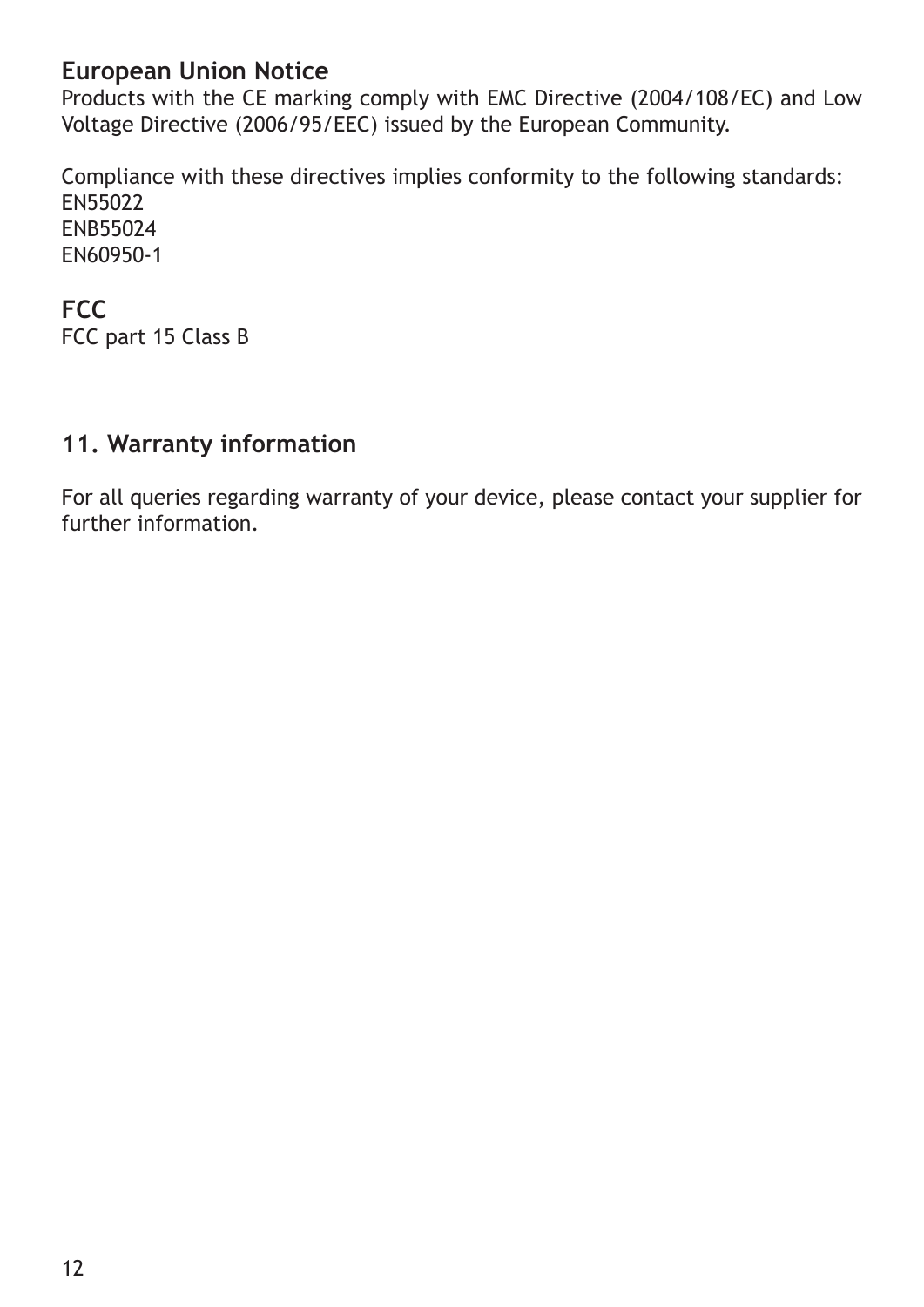## European Union Notice

Products with the CE marking comply with EMC Directive (2004/108/EC) and Low Voltage Directive (2006/95/EEC) issued by the European Community.

Compliance with these directives implies conformity to the following standards:
EN55022
ENB55024
EN60950-1

## FCC

FCC part 15 Class B

## 11. Warranty information

For all queries regarding warranty of your device, please contact your supplier for further information.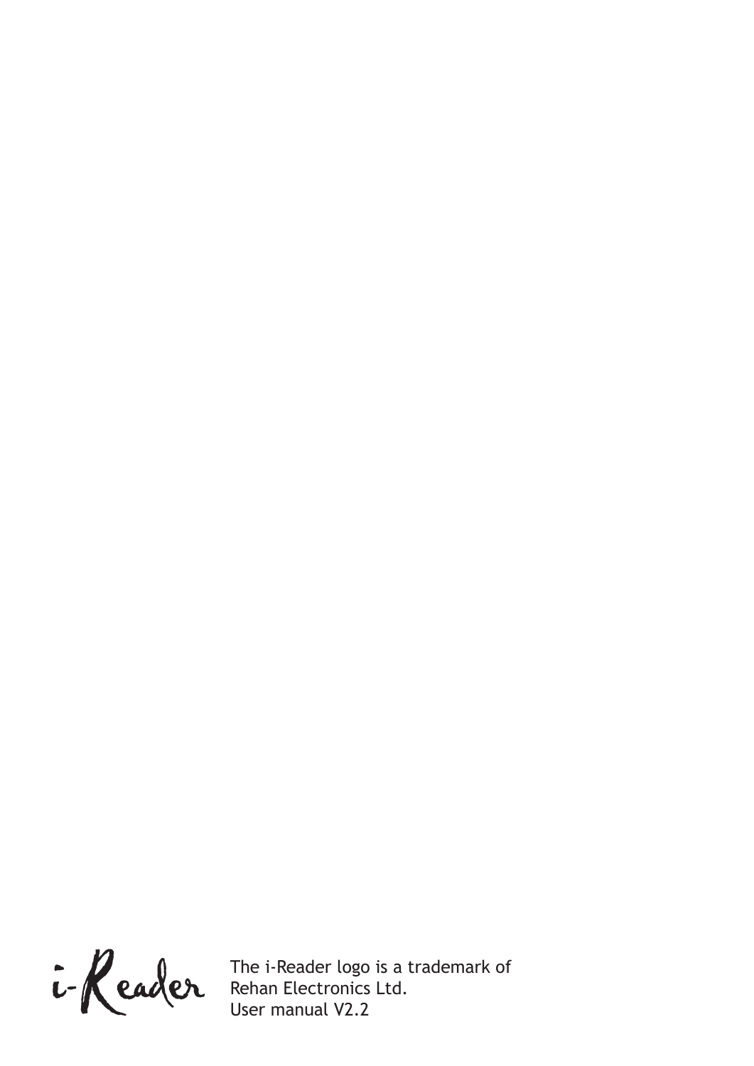i-Reader

The i-Reader logo is a trademark of
Rehan Electronics Ltd.
User manual V2.2